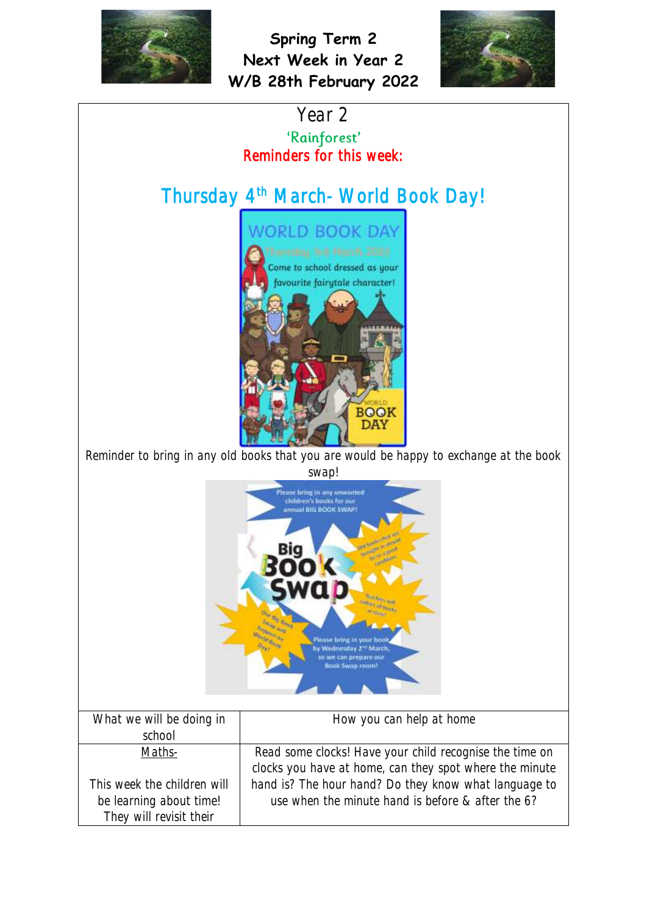# Spring Term 2
# Next Week in Year 2
# W/B 28th February 2022

## Year 2

'Rainforest'

**Reminders for this week:**

## Thursday 4th March- World Book Day!

Reminder to bring in any old books that you are would be happy to exchange at the book swap!

| What we will be doing in school | How you can help at home |
| --- | --- |
| Maths-<br><br>This week the children will be learning about time! They will revisit their | Read some clocks! Have your child recognise the time on clocks you have at home, can they spot where the minute hand is? The hour hand? Do they know what language to use when the minute hand is before & after the 6? |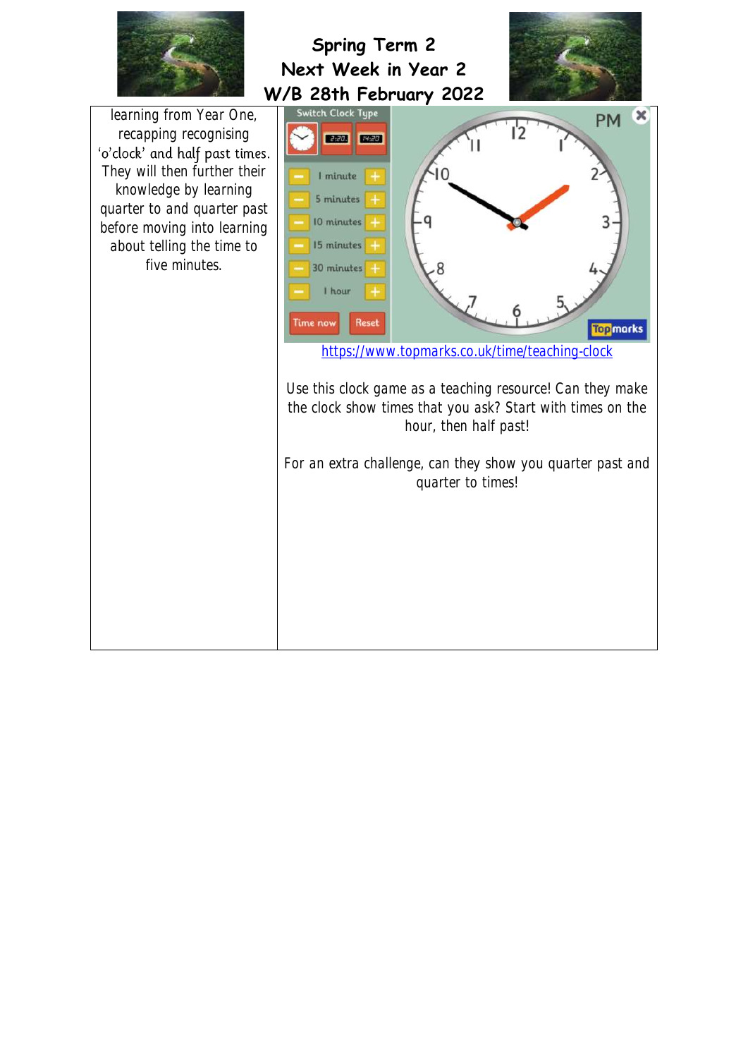# Spring Term 2
# Next Week in Year 2
# W/B 28th February 2022

learning from Year One, recapping recognising 'o'clock' and half past times. They will then further their knowledge by learning quarter to and quarter past before moving into learning about telling the time to five minutes.

https://www.topmarks.co.uk/time/teaching-clock

Use this clock game as a teaching resource! Can they make the clock show times that you ask? Start with times on the hour, then half past!

For an extra challenge, can they show you quarter past and quarter to times!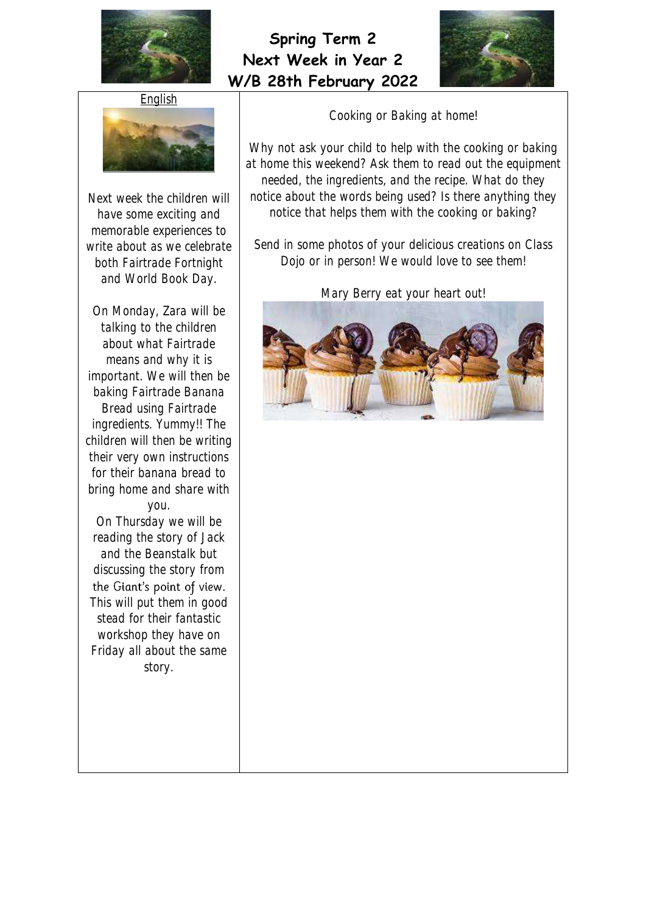# Spring Term 2
# Next Week in Year 2
# W/B 28th February 2022

## English

Next week the children will have some exciting and memorable experiences to write about as we celebrate both Fairtrade Fortnight and World Book Day.

On Monday, Zara will be talking to the children about what Fairtrade means and why it is important. We will then be baking Fairtrade Banana Bread using Fairtrade ingredients. Yummy!! The children will then be writing their very own instructions for their banana bread to bring home and share with you.

On Thursday we will be reading the story of Jack and the Beanstalk but discussing the story from the Giant's point of view. This will put them in good stead for their fantastic workshop they have on Friday all about the same story.

Cooking or Baking at home!

Why not ask your child to help with the cooking or baking at home this weekend? Ask them to read out the equipment needed, the ingredients, and the recipe. What do they notice about the words being used? Is there anything they notice that helps them with the cooking or baking?

Send in some photos of your delicious creations on Class Dojo or in person! We would love to see them!

Mary Berry eat your heart out!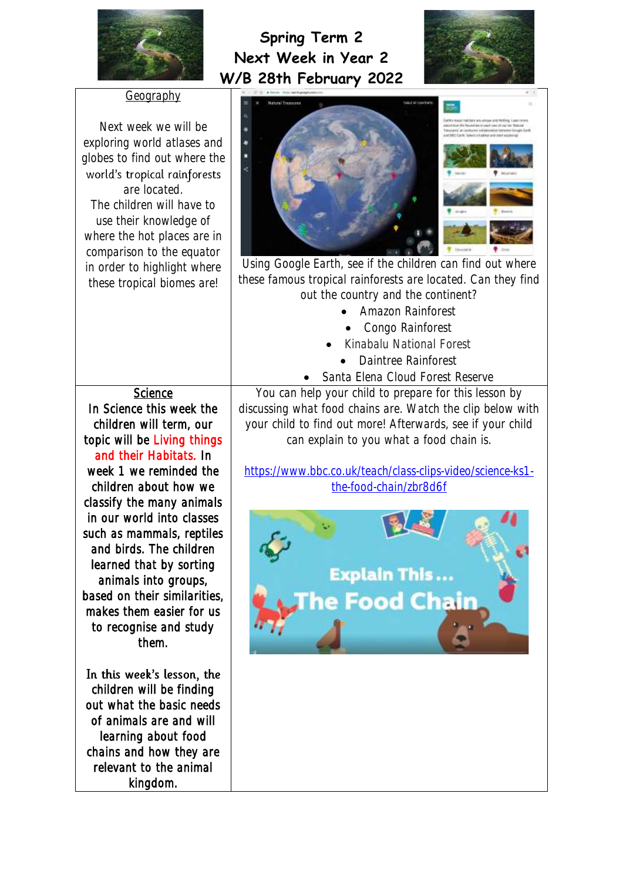# Spring Term 2
# Next Week in Year 2
# W/B 28th February 2022

| Geography | |
|---|---|
| Next week we will be exploring world atlases and globes to find out where the world's tropical rainforests are located. The children will have to use their knowledge of where the hot places are in comparison to the equator in order to highlight where these tropical biomes are! | Using Google Earth, see if the children can find out where these famous tropical rainforests are located. Can they find out the country and the continent?<br>• Amazon Rainforest<br>• Congo Rainforest<br>• Kinabalu National Forest<br>• Daintree Rainforest<br>• Santa Elena Cloud Forest Reserve |
| **Science**<br>In Science this week the children will term, our topic will be Living things and their Habitats. In week 1 we reminded the children about how we classify the many animals in our world into classes such as mammals, reptiles and birds. The children learned that by sorting animals into groups, based on their similarities, makes them easier for us to recognise and study them.<br><br>In this week's lesson, the children will be finding out what the basic needs of animals are and will learning about food chains and how they are relevant to the animal kingdom. | You can help your child to prepare for this lesson by discussing what food chains are. Watch the clip below with your child to find out more! Afterwards, see if your child can explain to you what a food chain is.<br><br>https://www.bbc.co.uk/teach/class-clips-video/science-ks1-the-food-chain/zbr8d6f |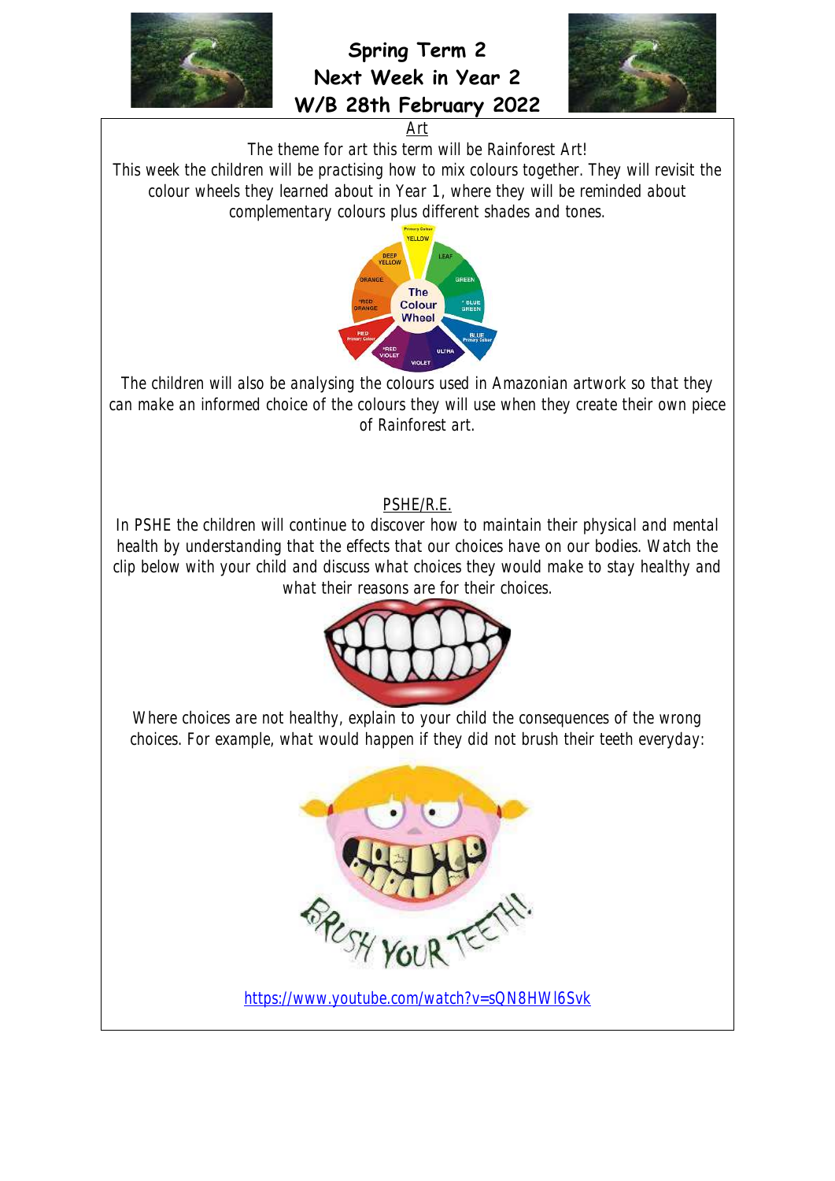# Spring Term 2
# Next Week in Year 2
# W/B 28th February 2022

## Art

The theme for art this term will be Rainforest Art!

This week the children will be practising how to mix colours together. They will revisit the colour wheels they learned about in Year 1, where they will be reminded about complementary colours plus different shades and tones.

The children will also be analysing the colours used in Amazonian artwork so that they can make an informed choice of the colours they will use when they create their own piece of Rainforest art.

## PSHE/R.E.

In PSHE the children will continue to discover how to maintain their physical and mental health by understanding that the effects that our choices have on our bodies. Watch the clip below with your child and discuss what choices they would make to stay healthy and what their reasons are for their choices.

Where choices are not healthy, explain to your child the consequences of the wrong choices. For example, what would happen if they did not brush their teeth everyday:

https://www.youtube.com/watch?v=sQN8HWl6Svk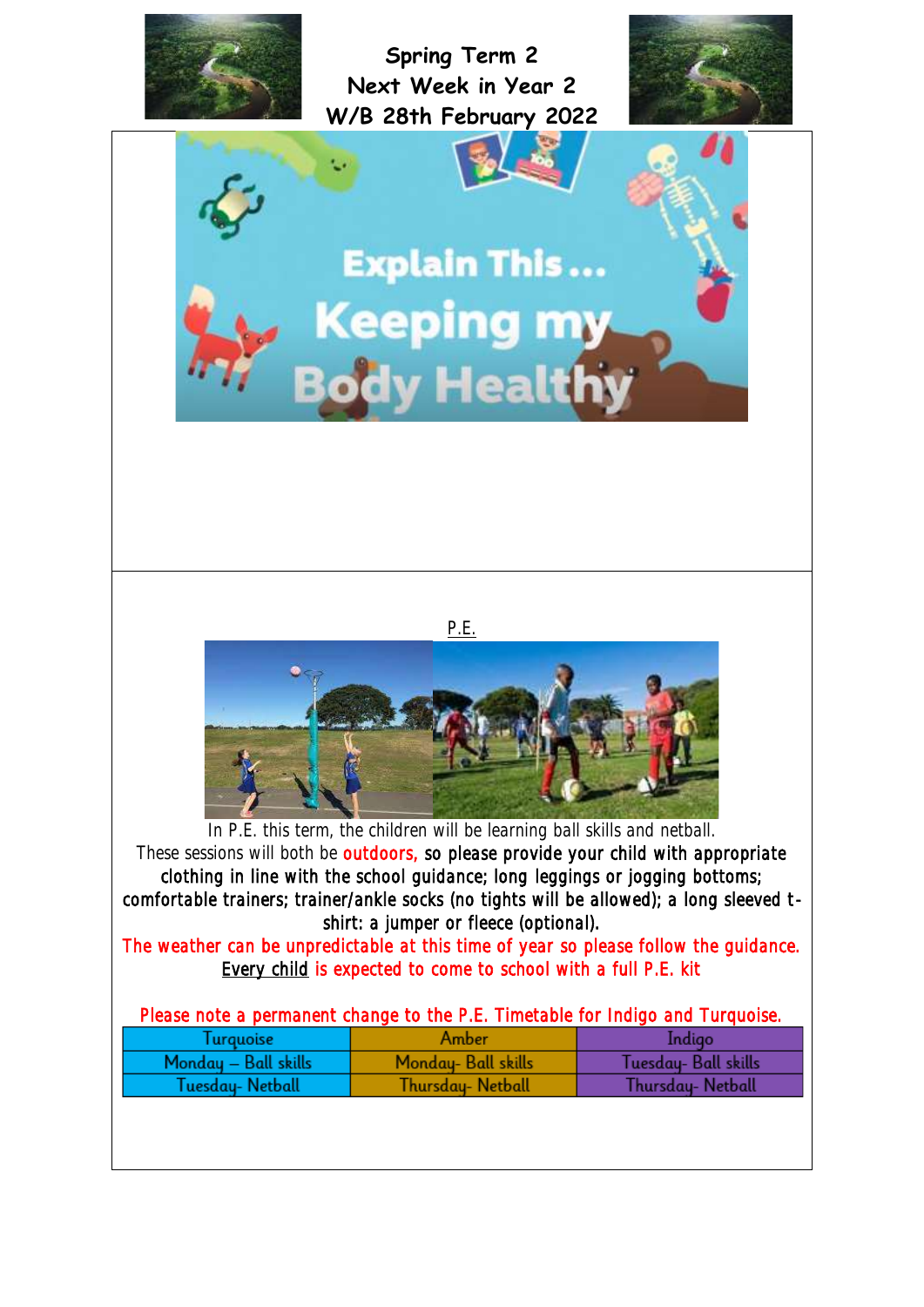# Spring Term 2
# Next Week in Year 2
# W/B 28th February 2022

Explain This...
Keeping my Body Healthy

P.E.

In P.E. this term, the children will be learning ball skills and netball.
These sessions will both be **outdoors,** so please provide your child with appropriate clothing in line with the school guidance; long leggings or jogging bottoms; comfortable trainers; trainer/ankle socks (no tights will be allowed); a long sleeved t-shirt: a jumper or fleece (optional).
The weather can be unpredictable at this time of year so please follow the guidance.
Every child is expected to come to school with a full P.E. kit

Please note a permanent change to the P.E. Timetable for Indigo and Turquoise.

| Turquoise | Amber | Indigo |
| --- | --- | --- |
| Monday – Ball skills | Monday- Ball skills | Tuesday- Ball skills |
| Tuesday- Netball | Thursday- Netball | Thursday- Netball |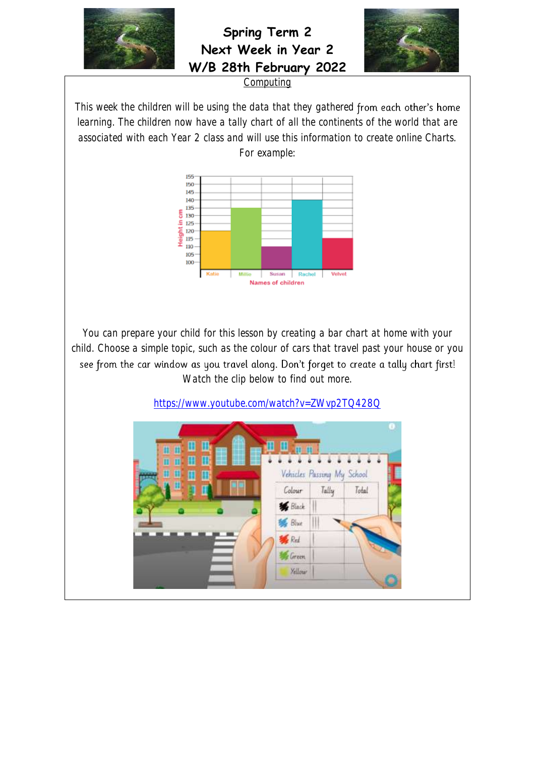# Spring Term 2
# Next Week in Year 2
# W/B 28th February 2022

## Computing

This week the children will be using the data that they gathered from each other's home learning. The children now have a tally chart of all the continents of the world that are associated with each Year 2 class and will use this information to create online Charts. For example:

You can prepare your child for this lesson by creating a bar chart at home with your child. Choose a simple topic, such as the colour of cars that travel past your house or you see from the car window as you travel along. Don't forget to create a tally chart first! Watch the clip below to find out more.

https://www.youtube.com/watch?v=ZWvp2TQ428Q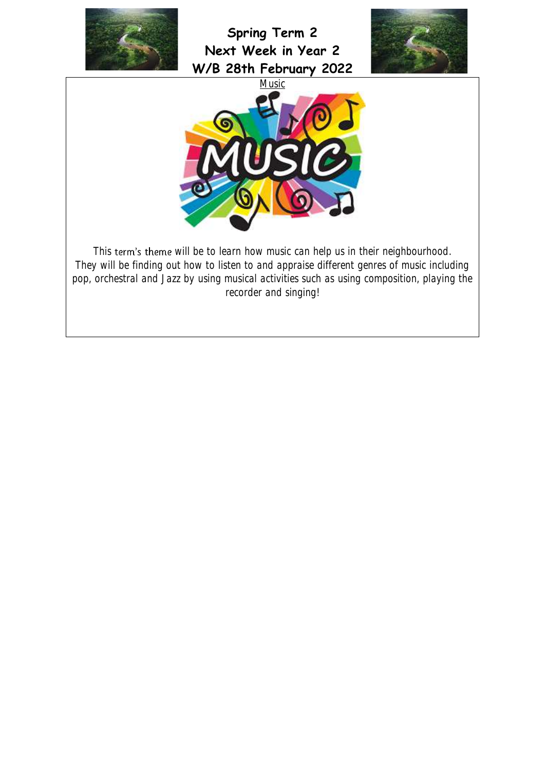**Spring Term 2**
**Next Week in Year 2**
**W/B 28th February 2022**

Music

This term's theme will be to learn how music can help us in their neighbourhood. They will be finding out how to listen to and appraise different genres of music including pop, orchestral and Jazz by using musical activities such as using composition, playing the recorder and singing!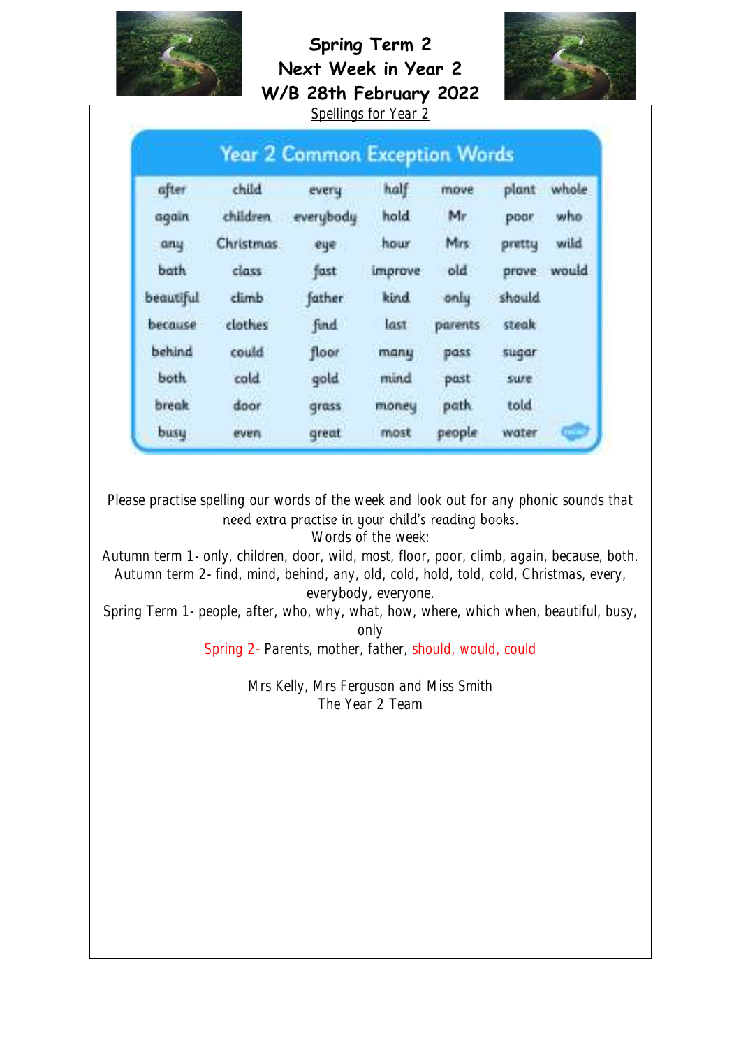# Spring Term 2
# Next Week in Year 2
# W/B 28th February 2022

Spellings for Year 2

| Year 2 Common Exception Words | | | | | | |
|---|---|---|---|---|---|---|
| after | child | every | half | move | plant | whole |
| again | children | everybody | hold | Mr | poor | who |
| any | Christmas | eye | hour | Mrs | pretty | wild |
| bath | class | fast | improve | old | prove | would |
| beautiful | climb | father | kind | only | should | |
| because | clothes | find | last | parents | steak | |
| behind | could | floor | many | pass | sugar | |
| both | cold | gold | mind | past | sure | |
| break | door | grass | money | path | told | |
| busy | even | great | most | people | water | |

Please practise spelling our words of the week and look out for any phonic sounds that need extra practise in your child's reading books.

Words of the week:

Autumn term 1- only, children, door, wild, most, floor, poor, climb, again, because, both.

Autumn term 2- find, mind, behind, any, old, cold, hold, told, cold, Christmas, every, everybody, everyone.

Spring Term 1- people, after, who, why, what, how, where, which when, beautiful, busy, only

Spring 2- Parents, mother, father, should, would, could

Mrs Kelly, Mrs Ferguson and Miss Smith
The Year 2 Team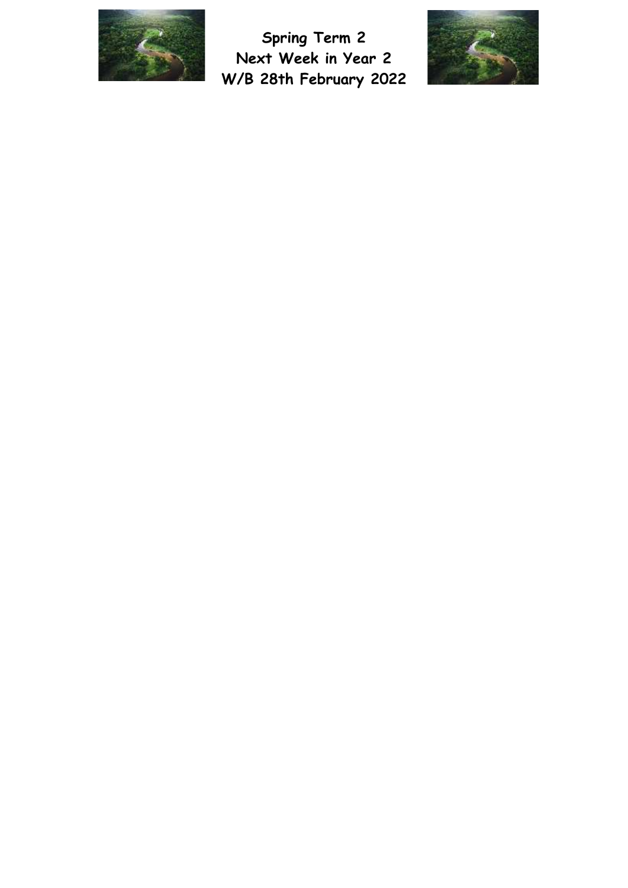**Spring Term 2**
**Next Week in Year 2**
**W/B 28th February 2022**